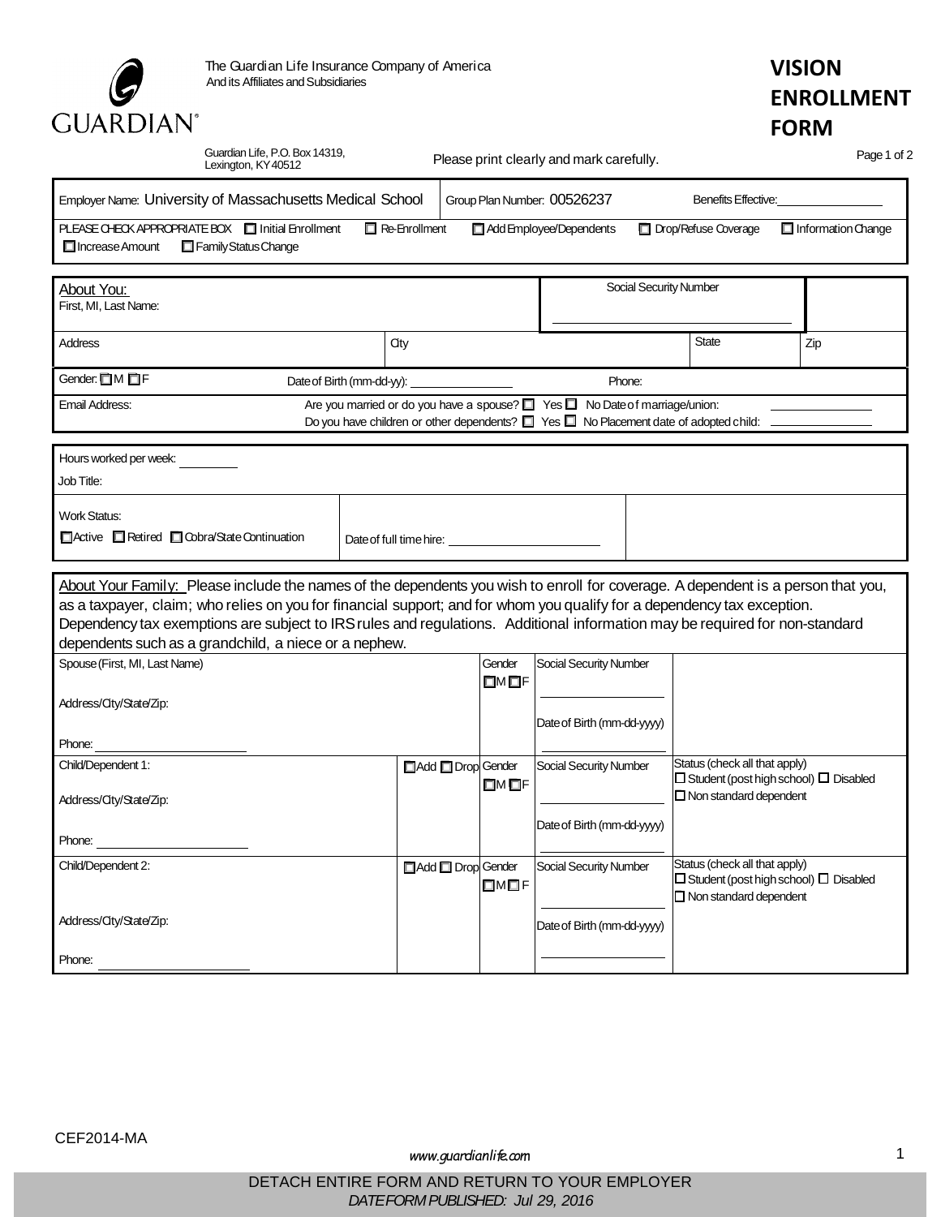The Guardian Life Insurance Company of America
And its Affiliates and Subsidiaries

# VISION ENROLLMENT FORM

Guardian Life, P.O. Box 14319, Lexington, KY 40512

Please print clearly and mark carefully.

| Employer Name: University of Massachusetts Medical School | Group Plan Number: 00526237 | Benefits Effective: ________ |
|---|---|---|

PLEASE CHECK APPROPRIATE BOX ☐ Initial Enrollment ☐ Re-Enrollment ☐ Add Employee/Dependents ☐ Drop/Refuse Coverage ☐ Information Change ☐ Increase Amount ☐ Family Status Change

## About You:

| First, MI, Last Name: | | Social Security Number | |
|---|---|---|---|
| Address | City | State | Zip |
| Gender: ☐ M ☐ F | Date of Birth (mm-dd-yy): ________ | Phone: | |
| Email Address: | Are you married or do you have a spouse? ☐ Yes ☐ No Date of marriage/union: ________<br>Do you have children or other dependents? ☐ Yes ☐ No Placement date of adopted child: ________ | | |

Hours worked per week: ________

Job Title:

| Work Status:<br>☐ Active ☐ Retired ☐ Cobra/State Continuation | Date of full time hire: ________ | |
|---|---|---|

## About Your Family:

Please include the names of the dependents you wish to enroll for coverage. A dependent is a person that you, as a taxpayer, claim; who relies on you for financial support; and for whom you qualify for a dependency tax exception. Dependency tax exemptions are subject to IRS rules and regulations. Additional information may be required for non-standard dependents such as a grandchild, a niece or a nephew.

| Name | Add/Drop | Gender | Social Security Number / Date of Birth | Status |
|---|---|---|---|---|
| Spouse (First, MI, Last Name)<br>Address/City/State/Zip:<br>Phone: ________ | | ☐ M ☐ F | Social Security Number ________<br>Date of Birth (mm-dd-yyyy) ________ | |
| Child/Dependent 1:<br>Address/City/State/Zip:<br>Phone: ________ | ☐ Add ☐ Drop | ☐ M ☐ F | Social Security Number ________<br>Date of Birth (mm-dd-yyyy) ________ | Status (check all that apply)<br>☐ Student (post high school) ☐ Disabled<br>☐ Non standard dependent |
| Child/Dependent 2:<br>Address/City/State/Zip:<br>Phone: ________ | ☐ Add ☐ Drop | ☐ M ☐ F | Social Security Number ________<br>Date of Birth (mm-dd-yyyy) ________ | Status (check all that apply)<br>☐ Student (post high school) ☐ Disabled<br>☐ Non standard dependent |

CEF2014-MA

www.guardianlife.com

DETACH ENTIRE FORM AND RETURN TO YOUR EMPLOYER

*DATE FORM PUBLISHED: Jul 29, 2016*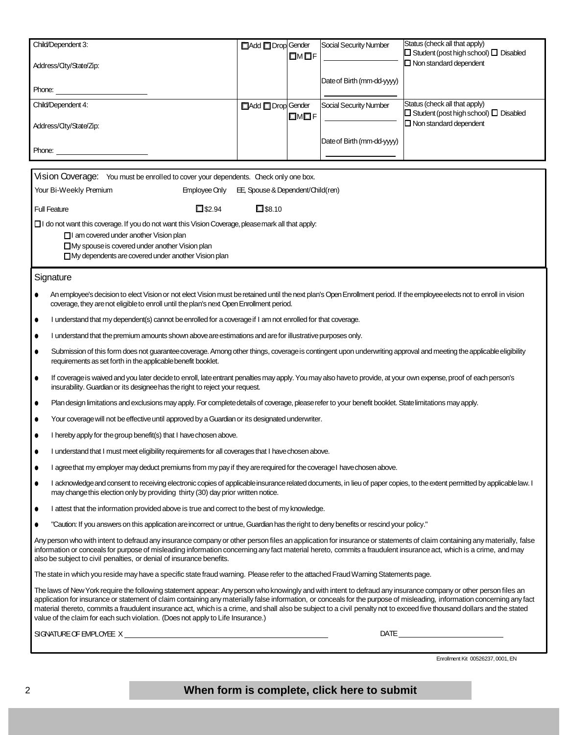| | | | | |
|---|---|---|---|---|
| Child/Dependent 3:<br><br>Address/City/State/Zip:<br><br>Phone: ______________ | ☐Add ☐Drop | Gender<br>☐M ☐F | Social Security Number<br>______________<br><br>Date of Birth (mm-dd-yyyy)<br>______________ | Status (check all that apply)<br>☐ Student (post high school) ☐ Disabled<br>☐ Non standard dependent |
| Child/Dependent 4:<br><br>Address/City/State/Zip:<br><br>Phone: ______________ | ☐Add ☐Drop | Gender<br>☐M ☐F | Social Security Number<br>______________<br><br>Date of Birth (mm-dd-yyyy)<br>______________ | Status (check all that apply)<br>☐ Student (post high school) ☐ Disabled<br>☐ Non standard dependent |

## Vision Coverage:

You must be enrolled to cover your dependents. Check only one box.

| Your Bi-Weekly Premium | Employee Only | EE, Spouse & Dependent/Child(ren) |
|---|---|---|
| Full Feature | ☐ $2.94 | ☐ $8.10 |

☐ I do not want this coverage. If you do not want this Vision Coverage, please mark all that apply:

- ☐ I am covered under another Vision plan
- ☐ My spouse is covered under another Vision plan
- ☐ My dependents are covered under another Vision plan

## Signature

- An employee's decision to elect Vision or not elect Vision must be retained until the next plan's Open Enrollment period. If the employee elects not to enroll in vision coverage, they are not eligible to enroll until the plan's next Open Enrollment period.
- I understand that my dependent(s) cannot be enrolled for a coverage if I am not enrolled for that coverage.
- I understand that the premium amounts shown above are estimations and are for illustrative purposes only.
- Submission of this form does not guarantee coverage. Among other things, coverage is contingent upon underwriting approval and meeting the applicable eligibility requirements as set forth in the applicable benefit booklet.
- If coverage is waived and you later decide to enroll, late entrant penalties may apply. You may also have to provide, at your own expense, proof of each person's insurability. Guardian or its designee has the right to reject your request.
- Plan design limitations and exclusions may apply. For complete details of coverage, please refer to your benefit booklet. State limitations may apply.
- Your coverage will not be effective until approved by a Guardian or its designated underwriter.
- I hereby apply for the group benefit(s) that I have chosen above.
- I understand that I must meet eligibility requirements for all coverages that I have chosen above.
- I agree that my employer may deduct premiums from my pay if they are required for the coverage I have chosen above.
- I acknowledge and consent to receiving electronic copies of applicable insurance related documents, in lieu of paper copies, to the extent permitted by applicable law. I may change this election only by providing thirty (30) day prior written notice.
- I attest that the information provided above is true and correct to the best of my knowledge.
- "Caution: If you answers on this application are incorrect or untrue, Guardian has the right to deny benefits or rescind your policy."

Any person who with intent to defraud any insurance company or other person files an application for insurance or statements of claim containing any materially, false information or conceals for purpose of misleading information concerning any fact material hereto, commits a fraudulent insurance act, which is a crime, and may also be subject to civil penalties, or denial of insurance benefits.

The state in which you reside may have a specific state fraud warning. Please refer to the attached Fraud Warning Statements page.

The laws of New York require the following statement appear: Any person who knowingly and with intent to defraud any insurance company or other person files an application for insurance or statement of claim containing any materially false information, or conceals for the purpose of misleading, information concerning any fact material thereto, commits a fraudulent insurance act, which is a crime, and shall also be subject to a civil penalty not to exceed five thousand dollars and the stated value of the claim for each such violation. (Does not apply to Life Insurance.)

SIGNATURE OF EMPLOYEE X ______________________________ DATE ______________

Enrollment Kit 00526237, 0001, EN

**When form is complete, click here to submit**